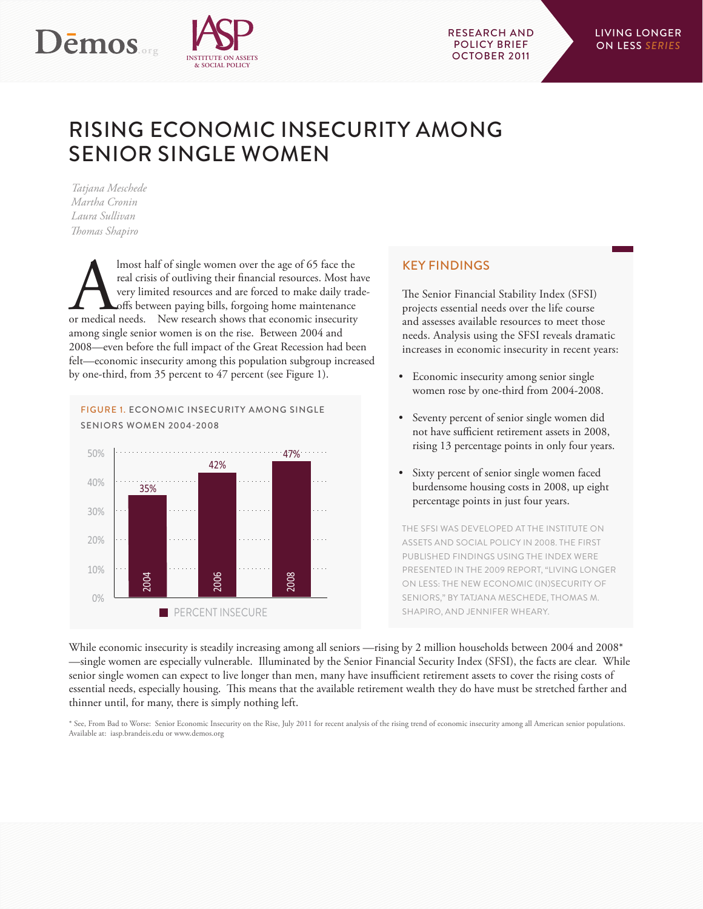RESEARCH AND POLICY BRIEF
OCTOBER 2011

LIVING LONGER ON LESS *SERIES*

# RISING ECONOMIC INSECURITY AMONG SENIOR SINGLE WOMEN

*Tatjana Meschede*
*Martha Cronin*
*Laura Sullivan*
*Thomas Shapiro*

Almost half of single women over the age of 65 face the real crisis of outliving their financial resources. Most have very limited resources and are forced to make daily trade-offs between paying bills, forgoing home maintenance or medical needs. New research shows that economic insecurity among single senior women is on the rise. Between 2004 and 2008—even before the full impact of the Great Recession had been felt—economic insecurity among this population subgroup increased by one-third, from 35 percent to 47 percent (see Figure 1).

FIGURE 1. ECONOMIC INSECURITY AMONG SINGLE SENIORS WOMEN 2004-2008

| Year | Percent Insecure |
|---|---|
| 2004 | 35% |
| 2006 | 42% |
| 2008 | 47% |

## KEY FINDINGS

The Senior Financial Stability Index (SFSI) projects essential needs over the life course and assesses available resources to meet those needs. Analysis using the SFSI reveals dramatic increases in economic insecurity in recent years:

- Economic insecurity among senior single women rose by one-third from 2004-2008.
- Seventy percent of senior single women did not have sufficient retirement assets in 2008, rising 13 percentage points in only four years.
- Sixty percent of senior single women faced burdensome housing costs in 2008, up eight percentage points in just four years.

THE SFSI WAS DEVELOPED AT THE INSTITUTE ON ASSETS AND SOCIAL POLICY IN 2008. THE FIRST PUBLISHED FINDINGS USING THE INDEX WERE PRESENTED IN THE 2009 REPORT, "LIVING LONGER ON LESS: THE NEW ECONOMIC (IN)SECURITY OF SENIORS," BY TATJANA MESCHEDE, THOMAS M. SHAPIRO, AND JENNIFER WHEARY.

While economic insecurity is steadily increasing among all seniors —rising by 2 million households between 2004 and 2008* —single women are especially vulnerable. Illuminated by the Senior Financial Security Index (SFSI), the facts are clear. While senior single women can expect to live longer than men, many have insufficient retirement assets to cover the rising costs of essential needs, especially housing. This means that the available retirement wealth they do have must be stretched farther and thinner until, for many, there is simply nothing left.

\* See, From Bad to Worse: Senior Economic Insecurity on the Rise, July 2011 for recent analysis of the rising trend of economic insecurity among all American senior populations. Available at: iasp.brandeis.edu or www.demos.org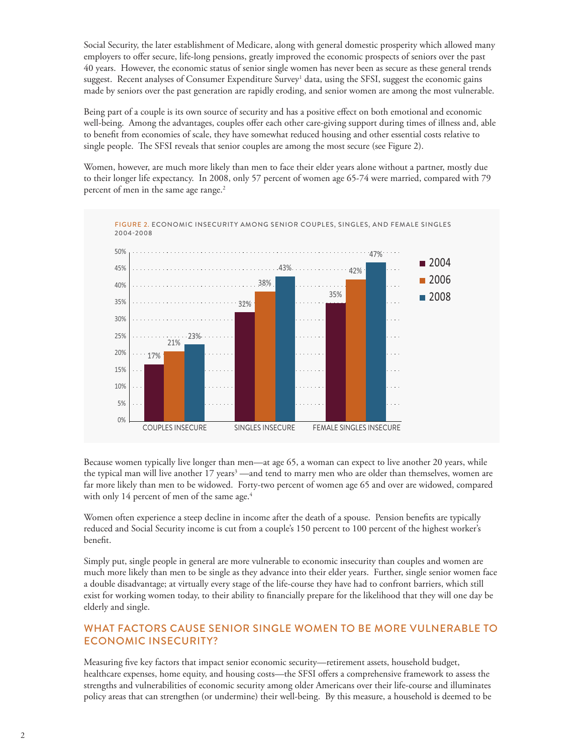Social Security, the later establishment of Medicare, along with general domestic prosperity which allowed many employers to offer secure, life-long pensions, greatly improved the economic prospects of seniors over the past 40 years. However, the economic status of senior single women has never been as secure as these general trends suggest. Recent analyses of Consumer Expenditure Survey[1] data, using the SFSI, suggest the economic gains made by seniors over the past generation are rapidly eroding, and senior women are among the most vulnerable.

Being part of a couple is its own source of security and has a positive effect on both emotional and economic well-being. Among the advantages, couples offer each other care-giving support during times of illness and, able to benefit from economies of scale, they have somewhat reduced housing and other essential costs relative to single people. The SFSI reveals that senior couples are among the most secure (see Figure 2).

Women, however, are much more likely than men to face their elder years alone without a partner, mostly due to their longer life expectancy. In 2008, only 57 percent of women age 65-74 were married, compared with 79 percent of men in the same age range.[2]

FIGURE 2. ECONOMIC INSECURITY AMONG SENIOR COUPLES, SINGLES, AND FEMALE SINGLES 2004-2008

| | 2004 | 2006 | 2008 |
|---|---|---|---|
| COUPLES INSECURE | 17% | 21% | 23% |
| SINGLES INSECURE | 32% | 38% | 43% |
| FEMALE SINGLES INSECURE | 35% | 42% | 47% |

Because women typically live longer than men—at age 65, a woman can expect to live another 20 years, while the typical man will live another 17 years[3] —and tend to marry men who are older than themselves, women are far more likely than men to be widowed. Forty-two percent of women age 65 and over are widowed, compared with only 14 percent of men of the same age.[4]

Women often experience a steep decline in income after the death of a spouse. Pension benefits are typically reduced and Social Security income is cut from a couple's 150 percent to 100 percent of the highest worker's benefit.

Simply put, single people in general are more vulnerable to economic insecurity than couples and women are much more likely than men to be single as they advance into their elder years. Further, single senior women face a double disadvantage; at virtually every stage of the life-course they have had to confront barriers, which still exist for working women today, to their ability to financially prepare for the likelihood that they will one day be elderly and single.

## WHAT FACTORS CAUSE SENIOR SINGLE WOMEN TO BE MORE VULNERABLE TO ECONOMIC INSECURITY?

Measuring five key factors that impact senior economic security—retirement assets, household budget, healthcare expenses, home equity, and housing costs—the SFSI offers a comprehensive framework to assess the strengths and vulnerabilities of economic security among older Americans over their life-course and illuminates policy areas that can strengthen (or undermine) their well-being. By this measure, a household is deemed to be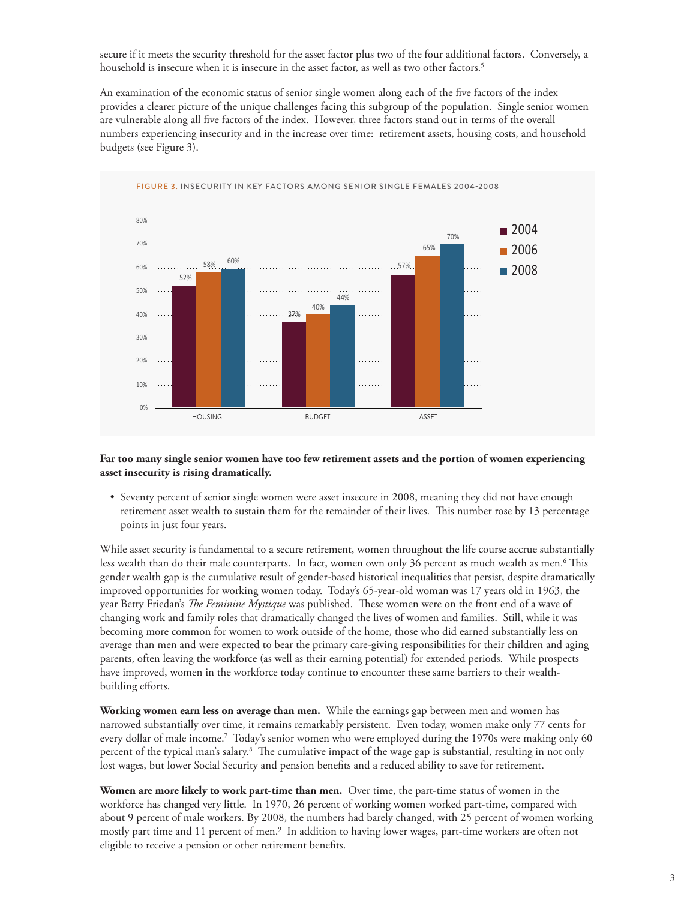secure if it meets the security threshold for the asset factor plus two of the four additional factors. Conversely, a household is insecure when it is insecure in the asset factor, as well as two other factors.[5]

An examination of the economic status of senior single women along each of the five factors of the index provides a clearer picture of the unique challenges facing this subgroup of the population. Single senior women are vulnerable along all five factors of the index. However, three factors stand out in terms of the overall numbers experiencing insecurity and in the increase over time: retirement assets, housing costs, and household budgets (see Figure 3).

FIGURE 3. INSECURITY IN KEY FACTORS AMONG SENIOR SINGLE FEMALES 2004-2008

| | 2004 | 2006 | 2008 |
|---|---|---|---|
| HOUSING | 52% | 58% | 60% |
| BUDGET | 37% | 40% | 44% |
| ASSET | 57% | 65% | 70% |

**Far too many single senior women have too few retirement assets and the portion of women experiencing asset insecurity is rising dramatically.**

- Seventy percent of senior single women were asset insecure in 2008, meaning they did not have enough retirement asset wealth to sustain them for the remainder of their lives. This number rose by 13 percentage points in just four years.

While asset security is fundamental to a secure retirement, women throughout the life course accrue substantially less wealth than do their male counterparts. In fact, women own only 36 percent as much wealth as men.[6] This gender wealth gap is the cumulative result of gender-based historical inequalities that persist, despite dramatically improved opportunities for working women today. Today's 65-year-old woman was 17 years old in 1963, the year Betty Friedan's *The Feminine Mystique* was published. These women were on the front end of a wave of changing work and family roles that dramatically changed the lives of women and families. Still, while it was becoming more common for women to work outside of the home, those who did earned substantially less on average than men and were expected to bear the primary care-giving responsibilities for their children and aging parents, often leaving the workforce (as well as their earning potential) for extended periods. While prospects have improved, women in the workforce today continue to encounter these same barriers to their wealth-building efforts.

**Working women earn less on average than men.** While the earnings gap between men and women has narrowed substantially over time, it remains remarkably persistent. Even today, women make only 77 cents for every dollar of male income.[7] Today's senior women who were employed during the 1970s were making only 60 percent of the typical man's salary.[8] The cumulative impact of the wage gap is substantial, resulting in not only lost wages, but lower Social Security and pension benefits and a reduced ability to save for retirement.

**Women are more likely to work part-time than men.** Over time, the part-time status of women in the workforce has changed very little. In 1970, 26 percent of working women worked part-time, compared with about 9 percent of male workers. By 2008, the numbers had barely changed, with 25 percent of women working mostly part time and 11 percent of men.[9] In addition to having lower wages, part-time workers are often not eligible to receive a pension or other retirement benefits.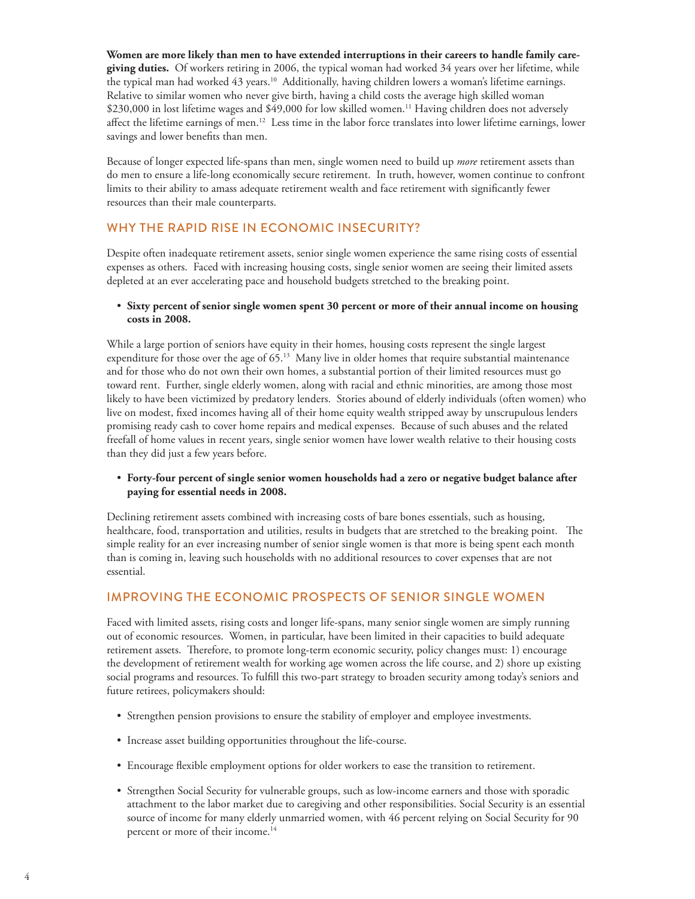**Women are more likely than men to have extended interruptions in their careers to handle family caregiving duties.** Of workers retiring in 2006, the typical woman had worked 34 years over her lifetime, while the typical man had worked 43 years.[10] Additionally, having children lowers a woman's lifetime earnings. Relative to similar women who never give birth, having a child costs the average high skilled woman $230,000 in lost lifetime wages and $49,000 for low skilled women.[11] Having children does not adversely affect the lifetime earnings of men.[12] Less time in the labor force translates into lower lifetime earnings, lower savings and lower benefits than men.

Because of longer expected life-spans than men, single women need to build up *more* retirement assets than do men to ensure a life-long economically secure retirement. In truth, however, women continue to confront limits to their ability to amass adequate retirement wealth and face retirement with significantly fewer resources than their male counterparts.

## WHY THE RAPID RISE IN ECONOMIC INSECURITY?

Despite often inadequate retirement assets, senior single women experience the same rising costs of essential expenses as others. Faced with increasing housing costs, single senior women are seeing their limited assets depleted at an ever accelerating pace and household budgets stretched to the breaking point.

- **Sixty percent of senior single women spent 30 percent or more of their annual income on housing costs in 2008.**

While a large portion of seniors have equity in their homes, housing costs represent the single largest expenditure for those over the age of 65.[13] Many live in older homes that require substantial maintenance and for those who do not own their own homes, a substantial portion of their limited resources must go toward rent. Further, single elderly women, along with racial and ethnic minorities, are among those most likely to have been victimized by predatory lenders. Stories abound of elderly individuals (often women) who live on modest, fixed incomes having all of their home equity wealth stripped away by unscrupulous lenders promising ready cash to cover home repairs and medical expenses. Because of such abuses and the related freefall of home values in recent years, single senior women have lower wealth relative to their housing costs than they did just a few years before.

- **Forty-four percent of single senior women households had a zero or negative budget balance after paying for essential needs in 2008.**

Declining retirement assets combined with increasing costs of bare bones essentials, such as housing, healthcare, food, transportation and utilities, results in budgets that are stretched to the breaking point. The simple reality for an ever increasing number of senior single women is that more is being spent each month than is coming in, leaving such households with no additional resources to cover expenses that are not essential.

## IMPROVING THE ECONOMIC PROSPECTS OF SENIOR SINGLE WOMEN

Faced with limited assets, rising costs and longer life-spans, many senior single women are simply running out of economic resources. Women, in particular, have been limited in their capacities to build adequate retirement assets. Therefore, to promote long-term economic security, policy changes must: 1) encourage the development of retirement wealth for working age women across the life course, and 2) shore up existing social programs and resources. To fulfill this two-part strategy to broaden security among today's seniors and future retirees, policymakers should:

- Strengthen pension provisions to ensure the stability of employer and employee investments.
- Increase asset building opportunities throughout the life-course.
- Encourage flexible employment options for older workers to ease the transition to retirement.
- Strengthen Social Security for vulnerable groups, such as low-income earners and those with sporadic attachment to the labor market due to caregiving and other responsibilities. Social Security is an essential source of income for many elderly unmarried women, with 46 percent relying on Social Security for 90 percent or more of their income.[14]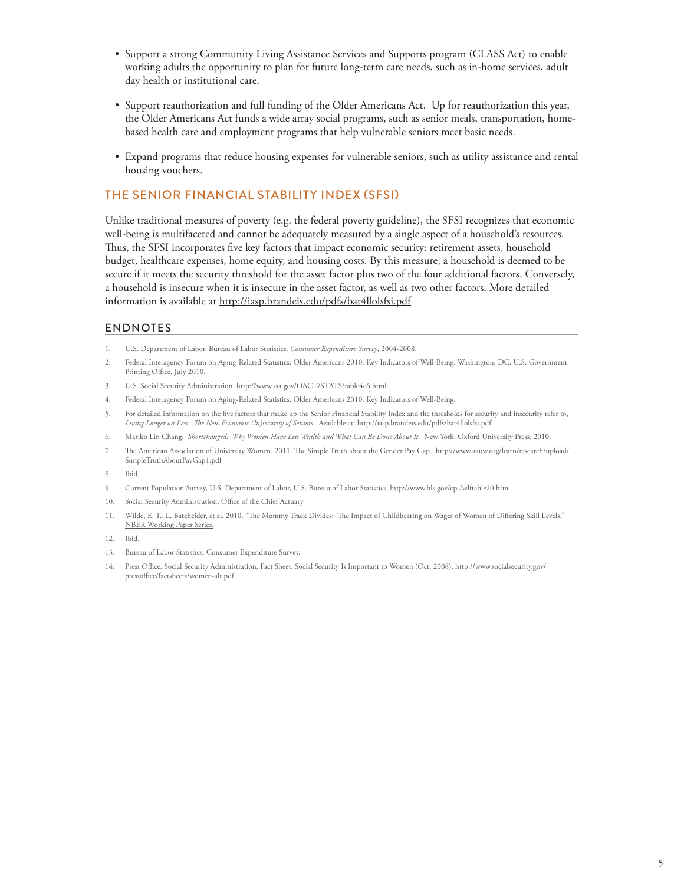- Support a strong Community Living Assistance Services and Supports program (CLASS Act) to enable working adults the opportunity to plan for future long-term care needs, such as in-home services, adult day health or institutional care.
- Support reauthorization and full funding of the Older Americans Act. Up for reauthorization this year, the Older Americans Act funds a wide array social programs, such as senior meals, transportation, home-based health care and employment programs that help vulnerable seniors meet basic needs.
- Expand programs that reduce housing expenses for vulnerable seniors, such as utility assistance and rental housing vouchers.

## THE SENIOR FINANCIAL STABILITY INDEX (SFSI)

Unlike traditional measures of poverty (e.g. the federal poverty guideline), the SFSI recognizes that economic well-being is multifaceted and cannot be adequately measured by a single aspect of a household's resources. Thus, the SFSI incorporates five key factors that impact economic security: retirement assets, household budget, healthcare expenses, home equity, and housing costs. By this measure, a household is deemed to be secure if it meets the security threshold for the asset factor plus two of the four additional factors. Conversely, a household is insecure when it is insecure in the asset factor, as well as two other factors. More detailed information is available at http://iasp.brandeis.edu/pdfs/bat4llolsfsi.pdf

## ENDNOTES

1. U.S. Department of Labor, Bureau of Labor Statistics. *Consumer Expenditure Survey*, 2004-2008.
2. Federal Interagency Forum on Aging-Related Statistics. Older Americans 2010: Key Indicators of Well-Being. Washington, DC: U.S. Government Printing Office. July 2010.
3. U.S. Social Security Administration. http://www.ssa.gov/OACT/STATS/table4c6.html
4. Federal Interagency Forum on Aging-Related Statistics. Older Americans 2010: Key Indicators of Well-Being.
5. For detailed information on the five factors that make up the Senior Financial Stability Index and the thresholds for security and insecurity refer to, *Living Longer on Less: The New Economic (In)security of Seniors*. Available at: http://iasp.brandeis.edu/pdfs/bat4llolsfsi.pdf
6. Mariko Lin Chang. *Shortchanged: Why Women Have Less Wealth and What Can Be Done About It.* New York: Oxford University Press, 2010.
7. The American Association of University Women. 2011. The Simple Truth about the Gender Pay Gap. http://www.aauw.org/learn/research/upload/SimpleTruthAboutPayGap1.pdf
8. Ibid.
9. Current Population Survey, U.S. Department of Labor, U.S. Bureau of Labor Statistics. http://www.bls.gov/cps/wlftable20.htm
10. Social Security Administration, Office of the Chief Actuary
11. Wilde, E. T., L. Batchelder, et al. 2010. "The Mommy Track Divides: The Impact of Childbearing on Wages of Women of Differing Skill Levels." NBER Working Paper Series.
12. Ibid.
13. Bureau of Labor Statistics, Consumer Expenditure Survey.
14. Press Office, Social Security Administration, Fact Sheet: Social Security Is Important to Women (Oct. 2008), http://www.socialsecurity.gov/pressoffice/factsheets/women-alt.pdf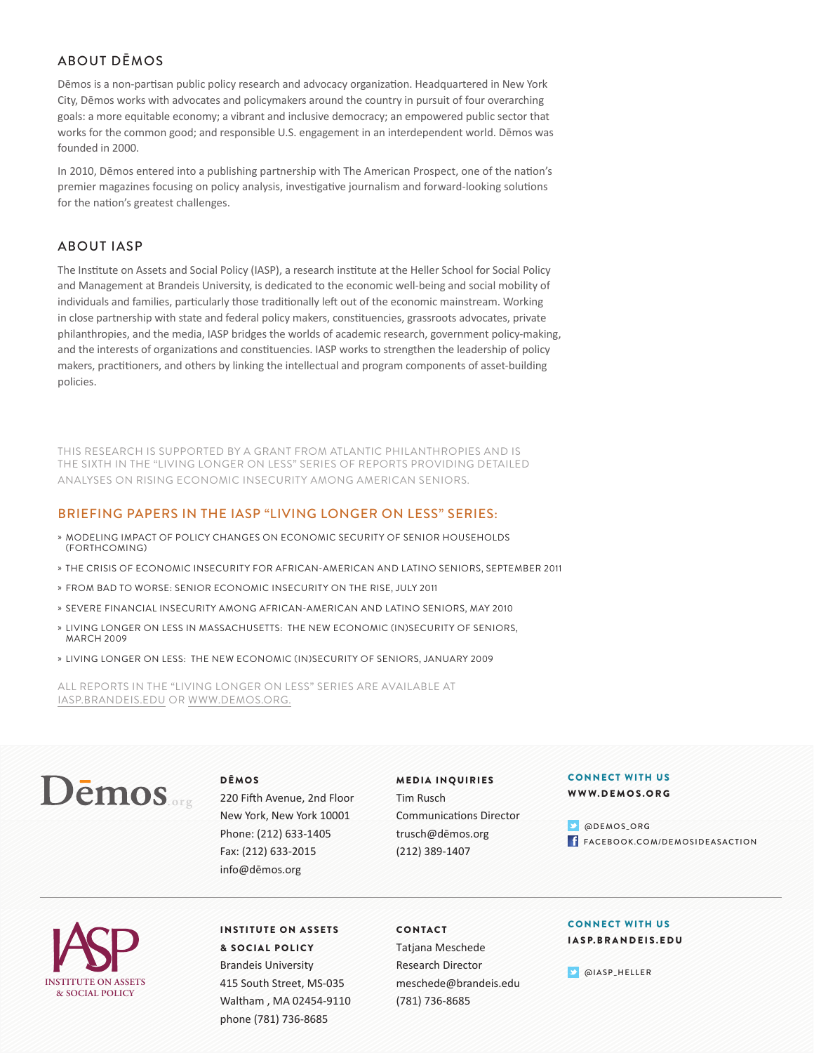## ABOUT DĒMOS

Dēmos is a non-partisan public policy research and advocacy organization. Headquartered in New York City, Dēmos works with advocates and policymakers around the country in pursuit of four overarching goals: a more equitable economy; a vibrant and inclusive democracy; an empowered public sector that works for the common good; and responsible U.S. engagement in an interdependent world. Dēmos was founded in 2000.

In 2010, Dēmos entered into a publishing partnership with The American Prospect, one of the nation's premier magazines focusing on policy analysis, investigative journalism and forward-looking solutions for the nation's greatest challenges.

## ABOUT IASP

The Institute on Assets and Social Policy (IASP), a research institute at the Heller School for Social Policy and Management at Brandeis University, is dedicated to the economic well-being and social mobility of individuals and families, particularly those traditionally left out of the economic mainstream. Working in close partnership with state and federal policy makers, constituencies, grassroots advocates, private philanthropies, and the media, IASP bridges the worlds of academic research, government policy-making, and the interests of organizations and constituencies. IASP works to strengthen the leadership of policy makers, practitioners, and others by linking the intellectual and program components of asset-building policies.

THIS RESEARCH IS SUPPORTED BY A GRANT FROM ATLANTIC PHILANTHROPIES AND IS THE SIXTH IN THE "LIVING LONGER ON LESS" SERIES OF REPORTS PROVIDING DETAILED ANALYSES ON RISING ECONOMIC INSECURITY AMONG AMERICAN SENIORS.

## BRIEFING PAPERS IN THE IASP "LIVING LONGER ON LESS" SERIES:

- MODELING IMPACT OF POLICY CHANGES ON ECONOMIC SECURITY OF SENIOR HOUSEHOLDS (FORTHCOMING)
- THE CRISIS OF ECONOMIC INSECURITY FOR AFRICAN-AMERICAN AND LATINO SENIORS, SEPTEMBER 2011
- FROM BAD TO WORSE: SENIOR ECONOMIC INSECURITY ON THE RISE, JULY 2011
- SEVERE FINANCIAL INSECURITY AMONG AFRICAN-AMERICAN AND LATINO SENIORS, MAY 2010
- LIVING LONGER ON LESS IN MASSACHUSETTS: THE NEW ECONOMIC (IN)SECURITY OF SENIORS, MARCH 2009
- LIVING LONGER ON LESS: THE NEW ECONOMIC (IN)SECURITY OF SENIORS, JANUARY 2009

ALL REPORTS IN THE "LIVING LONGER ON LESS" SERIES ARE AVAILABLE AT IASP.BRANDEIS.EDU OR WWW.DEMOS.ORG.

Dēmos.org

**DĒMOS**
220 Fifth Avenue, 2nd Floor
New York, New York 10001
Phone: (212) 633-1405
Fax: (212) 633-2015
info@dēmos.org

**MEDIA INQUIRIES**
Tim Rusch
Communications Director
trusch@dēmos.org
(212) 389-1407

**CONNECT WITH US**
**WWW.DEMOS.ORG**

@DEMOS_ORG
FACEBOOK.COM/DEMOSIDEASACTION

IASP INSTITUTE ON ASSETS & SOCIAL POLICY

**INSTITUTE ON ASSETS & SOCIAL POLICY**
Brandeis University
415 South Street, MS-035
Waltham , MA 02454-9110
phone (781) 736-8685

**CONTACT**
Tatjana Meschede
Research Director
meschede@brandeis.edu
(781) 736-8685

**CONNECT WITH US**
**IASP.BRANDEIS.EDU**

@IASP_HELLER